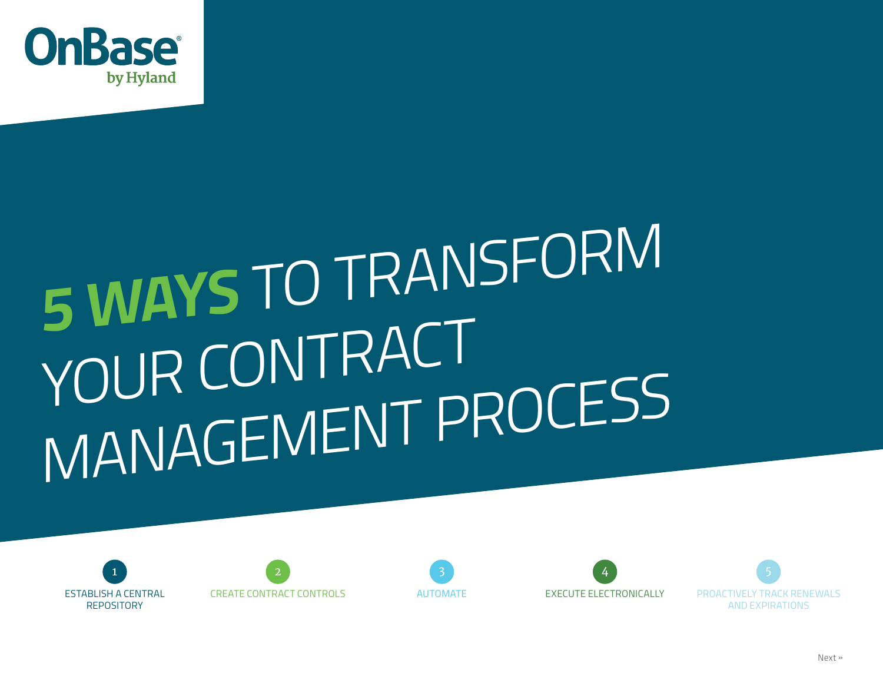OnBase by Hyland

# 5 WAYS TO TRANSFORM YOUR CONTRACT MANAGEMENT PROCESS

1. ESTABLISH A CENTRAL REPOSITORY
2. CREATE CONTRACT CONTROLS
3. AUTOMATE
4. EXECUTE ELECTRONICALLY
5. PROACTIVELY TRACK RENEWALS AND EXPIRATIONS

Next »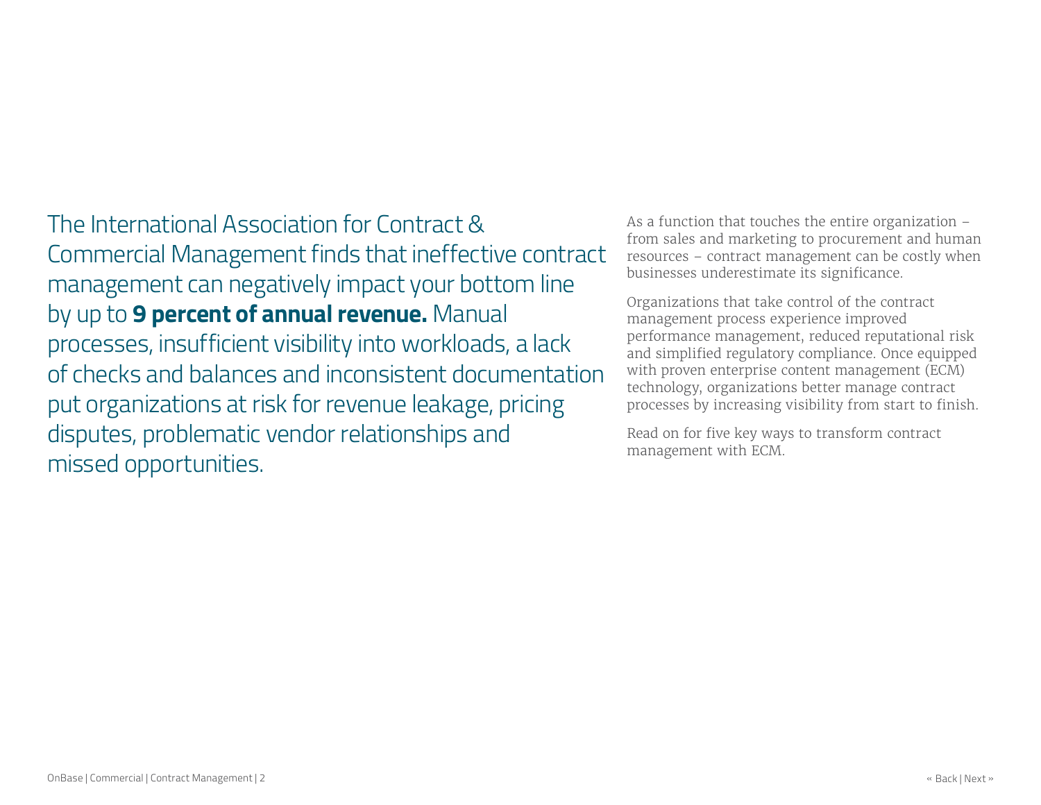The International Association for Contract & Commercial Management finds that ineffective contract management can negatively impact your bottom line by up to **9 percent of annual revenue.** Manual processes, insufficient visibility into workloads, a lack of checks and balances and inconsistent documentation put organizations at risk for revenue leakage, pricing disputes, problematic vendor relationships and missed opportunities.

As a function that touches the entire organization – from sales and marketing to procurement and human resources – contract management can be costly when businesses underestimate its significance.

Organizations that take control of the contract management process experience improved performance management, reduced reputational risk and simplified regulatory compliance. Once equipped with proven enterprise content management (ECM) technology, organizations better manage contract processes by increasing visibility from start to finish.

Read on for five key ways to transform contract management with ECM.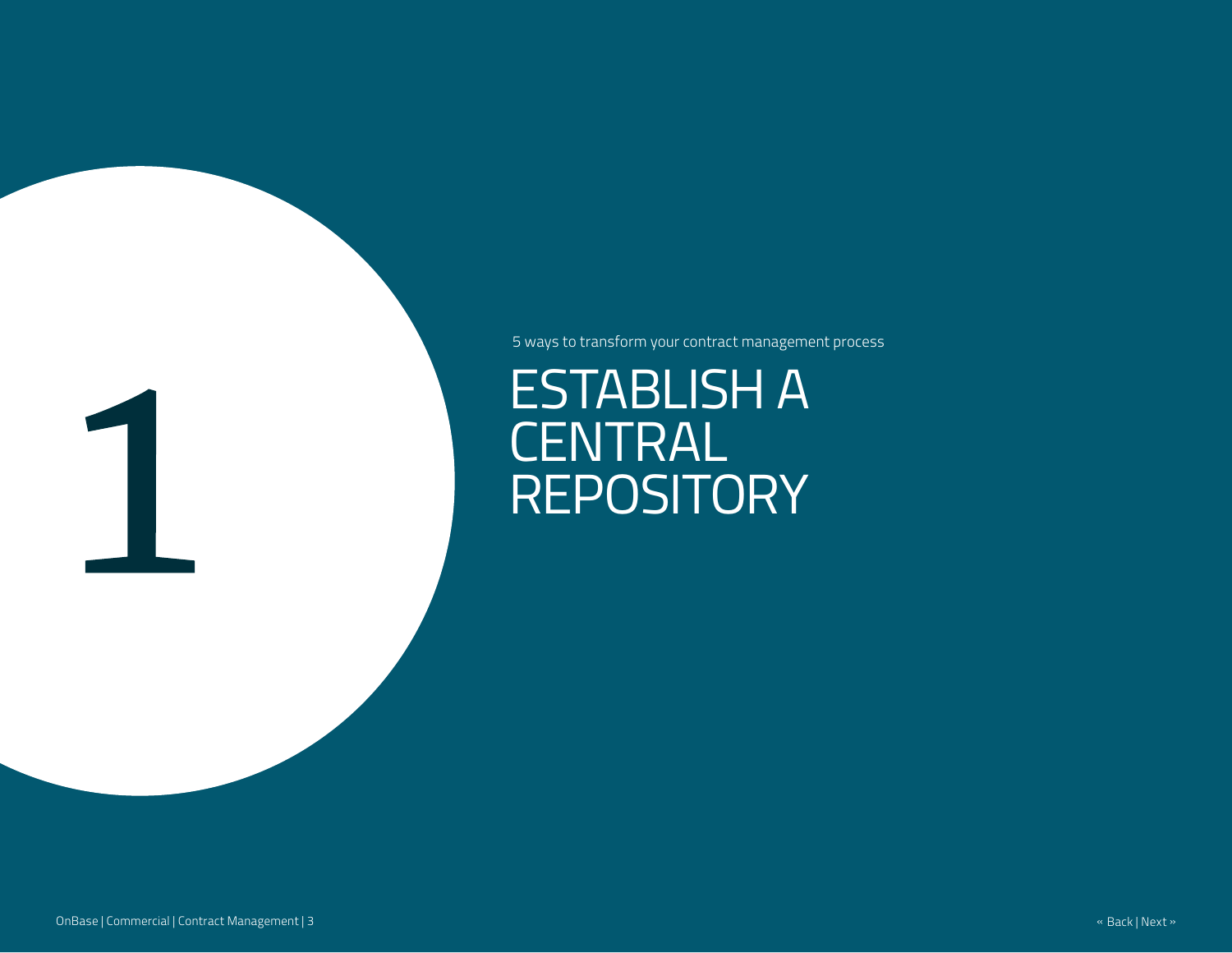# 1

5 ways to transform your contract management process

# ESTABLISH A CENTRAL REPOSITORY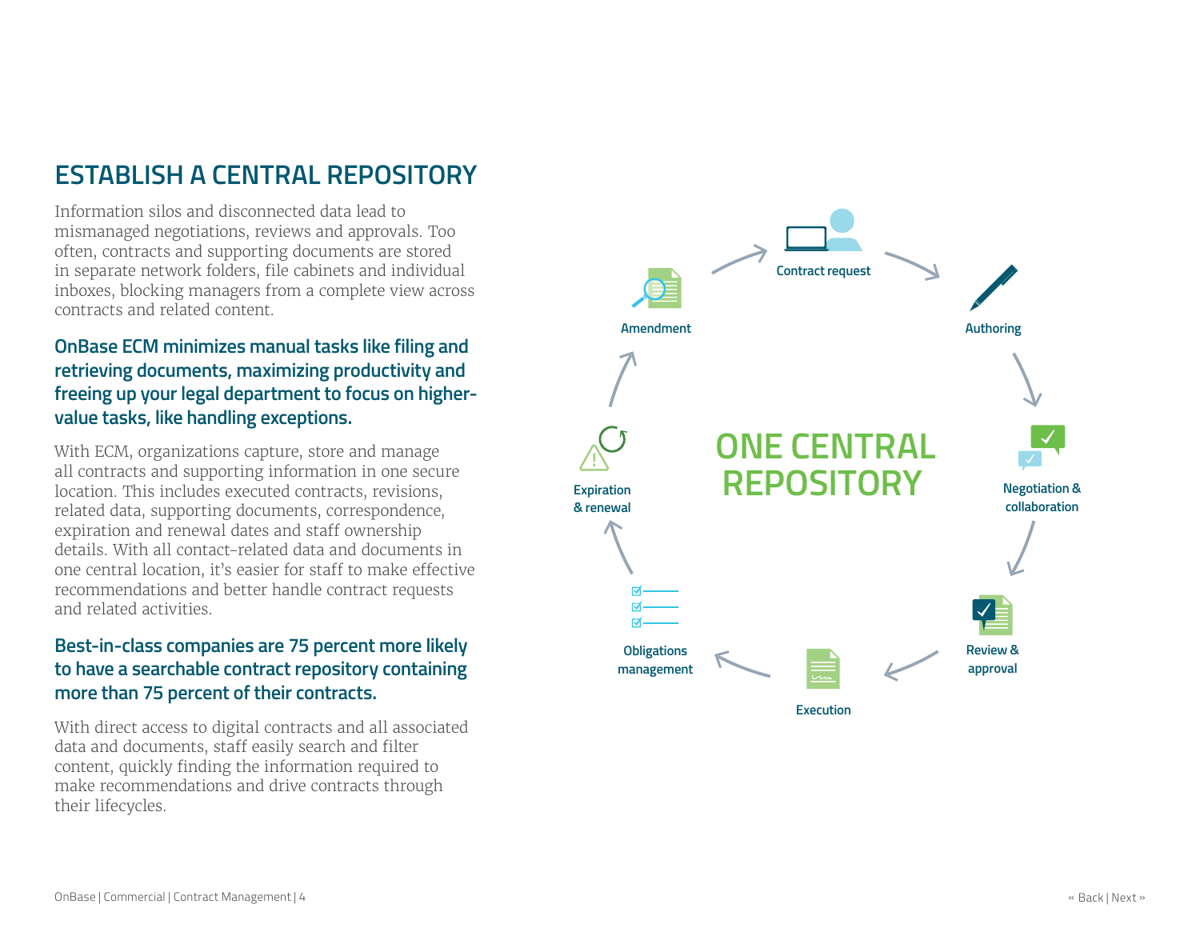## ESTABLISH A CENTRAL REPOSITORY

Information silos and disconnected data lead to mismanaged negotiations, reviews and approvals. Too often, contracts and supporting documents are stored in separate network folders, file cabinets and individual inboxes, blocking managers from a complete view across contracts and related content.

**OnBase ECM minimizes manual tasks like filing and retrieving documents, maximizing productivity and freeing up your legal department to focus on higher-value tasks, like handling exceptions.**

With ECM, organizations capture, store and manage all contracts and supporting information in one secure location. This includes executed contracts, revisions, related data, supporting documents, correspondence, expiration and renewal dates and staff ownership details. With all contact-related data and documents in one central location, it's easier for staff to make effective recommendations and better handle contract requests and related activities.

**Best-in-class companies are 75 percent more likely to have a searchable contract repository containing more than 75 percent of their contracts.**

With direct access to digital contracts and all associated data and documents, staff easily search and filter content, quickly finding the information required to make recommendations and drive contracts through their lifecycles.

**ONE CENTRAL REPOSITORY**

- Contract request
- Authoring
- Negotiation & collaboration
- Review & approval
- Execution
- Obligations management
- Expiration & renewal
- Amendment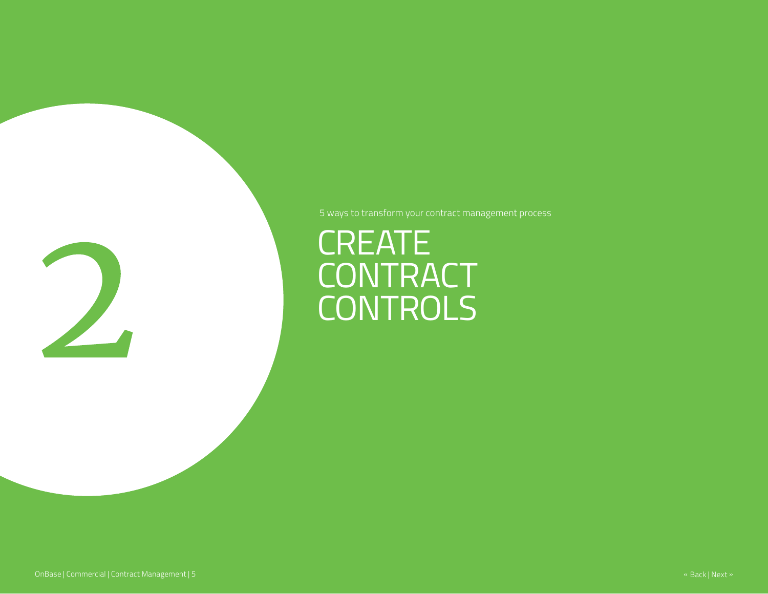2

5 ways to transform your contract management process

# CREATE CONTRACT CONTROLS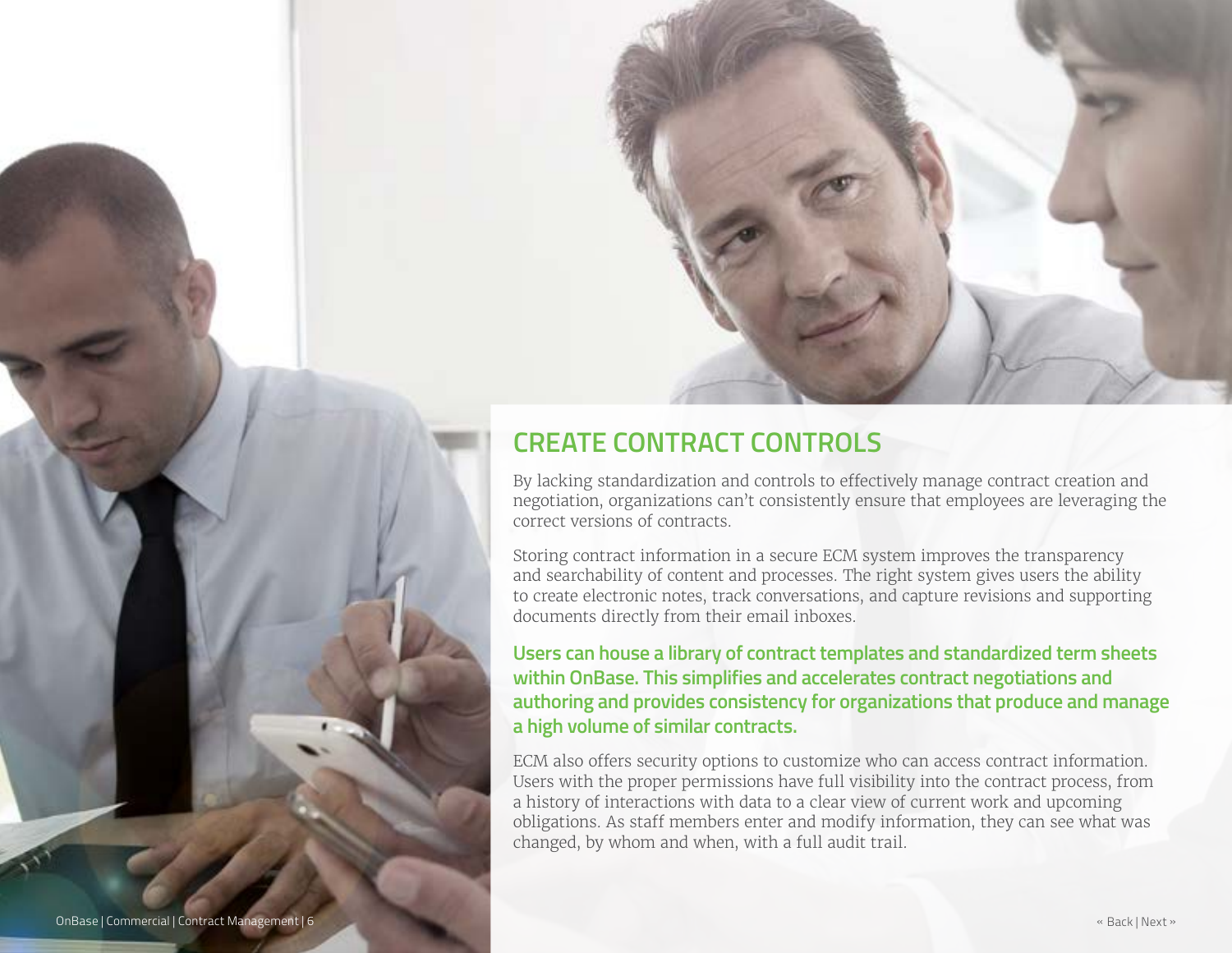## CREATE CONTRACT CONTROLS

By lacking standardization and controls to effectively manage contract creation and negotiation, organizations can't consistently ensure that employees are leveraging the correct versions of contracts.

Storing contract information in a secure ECM system improves the transparency and searchability of content and processes. The right system gives users the ability to create electronic notes, track conversations, and capture revisions and supporting documents directly from their email inboxes.

**Users can house a library of contract templates and standardized term sheets within OnBase. This simplifies and accelerates contract negotiations and authoring and provides consistency for organizations that produce and manage a high volume of similar contracts.**

ECM also offers security options to customize who can access contract information. Users with the proper permissions have full visibility into the contract process, from a history of interactions with data to a clear view of current work and upcoming obligations. As staff members enter and modify information, they can see what was changed, by whom and when, with a full audit trail.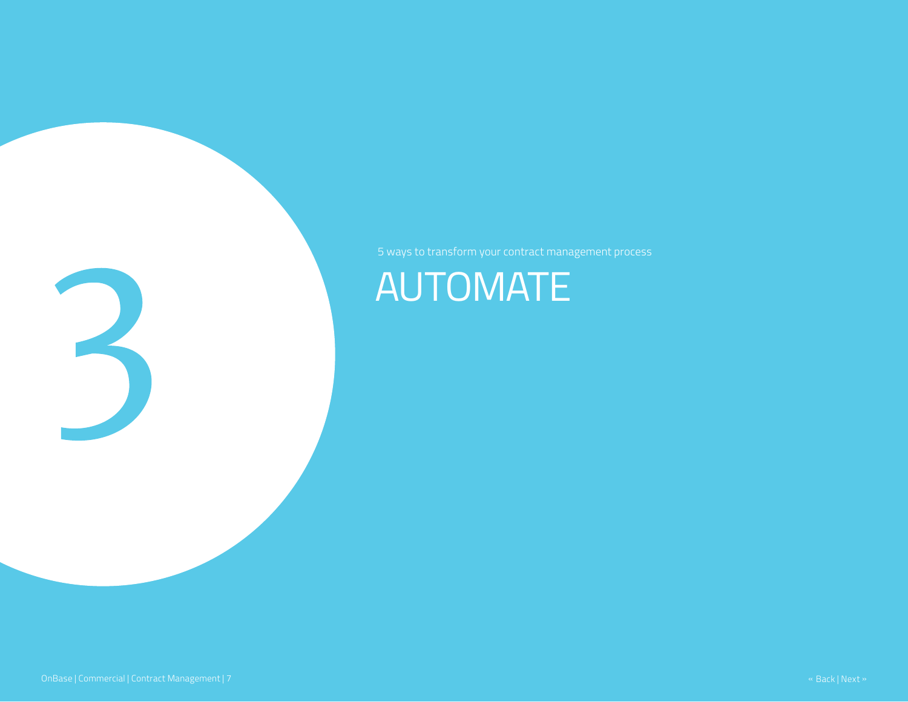3

5 ways to transform your contract management process

# AUTOMATE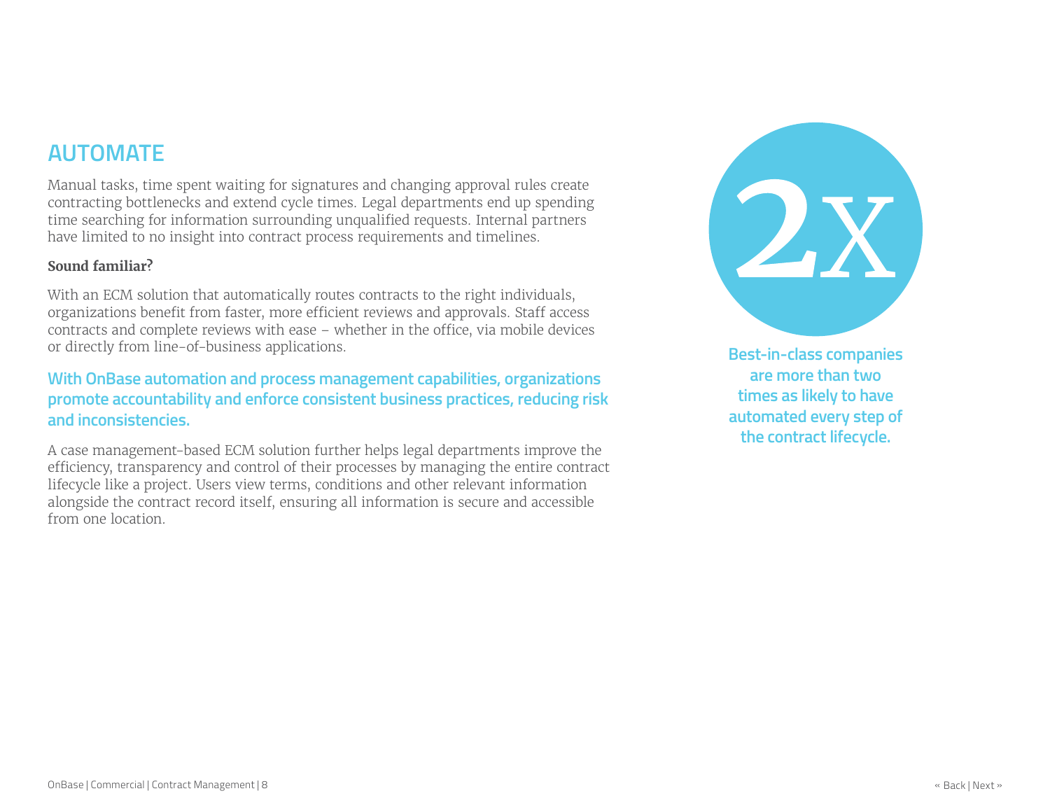## AUTOMATE

Manual tasks, time spent waiting for signatures and changing approval rules create contracting bottlenecks and extend cycle times. Legal departments end up spending time searching for information surrounding unqualified requests. Internal partners have limited to no insight into contract process requirements and timelines.

**Sound familiar?**

With an ECM solution that automatically routes contracts to the right individuals, organizations benefit from faster, more efficient reviews and approvals. Staff access contracts and complete reviews with ease – whether in the office, via mobile devices or directly from line-of-business applications.

**With OnBase automation and process management capabilities, organizations promote accountability and enforce consistent business practices, reducing risk and inconsistencies.**

A case management-based ECM solution further helps legal departments improve the efficiency, transparency and control of their processes by managing the entire contract lifecycle like a project. Users view terms, conditions and other relevant information alongside the contract record itself, ensuring all information is secure and accessible from one location.

**2X**

**Best-in-class companies are more than two times as likely to have automated every step of the contract lifecycle.**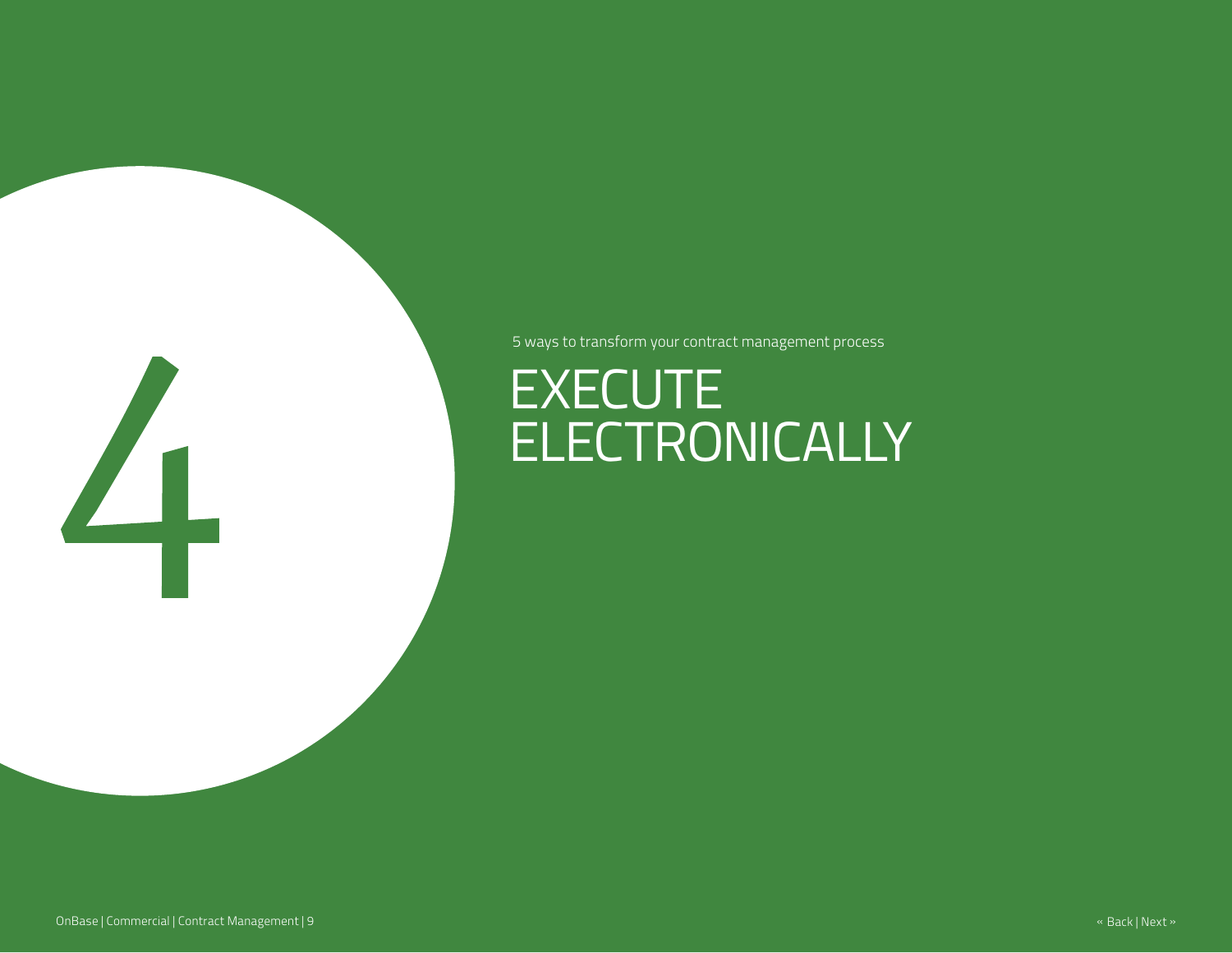4

5 ways to transform your contract management process

# EXECUTE ELECTRONICALLY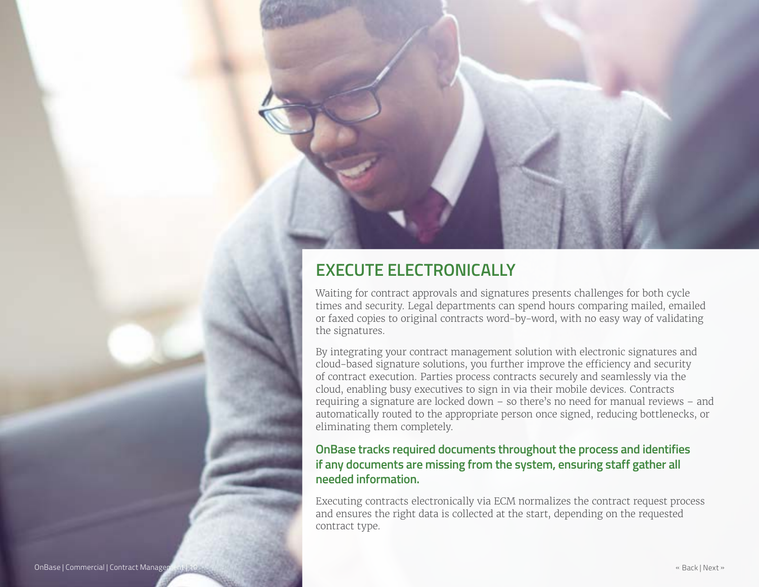## EXECUTE ELECTRONICALLY

Waiting for contract approvals and signatures presents challenges for both cycle times and security. Legal departments can spend hours comparing mailed, emailed or faxed copies to original contracts word-by-word, with no easy way of validating the signatures.

By integrating your contract management solution with electronic signatures and cloud-based signature solutions, you further improve the efficiency and security of contract execution. Parties process contracts securely and seamlessly via the cloud, enabling busy executives to sign in via their mobile devices. Contracts requiring a signature are locked down – so there's no need for manual reviews – and automatically routed to the appropriate person once signed, reducing bottlenecks, or eliminating them completely.

**OnBase tracks required documents throughout the process and identifies if any documents are missing from the system, ensuring staff gather all needed information.**

Executing contracts electronically via ECM normalizes the contract request process and ensures the right data is collected at the start, depending on the requested contract type.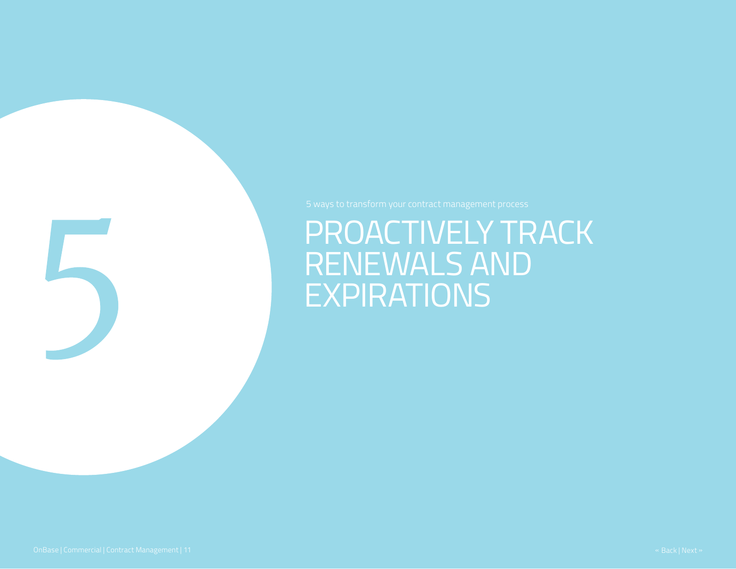# 5

5 ways to transform your contract management process

## PROACTIVELY TRACK RENEWALS AND EXPIRATIONS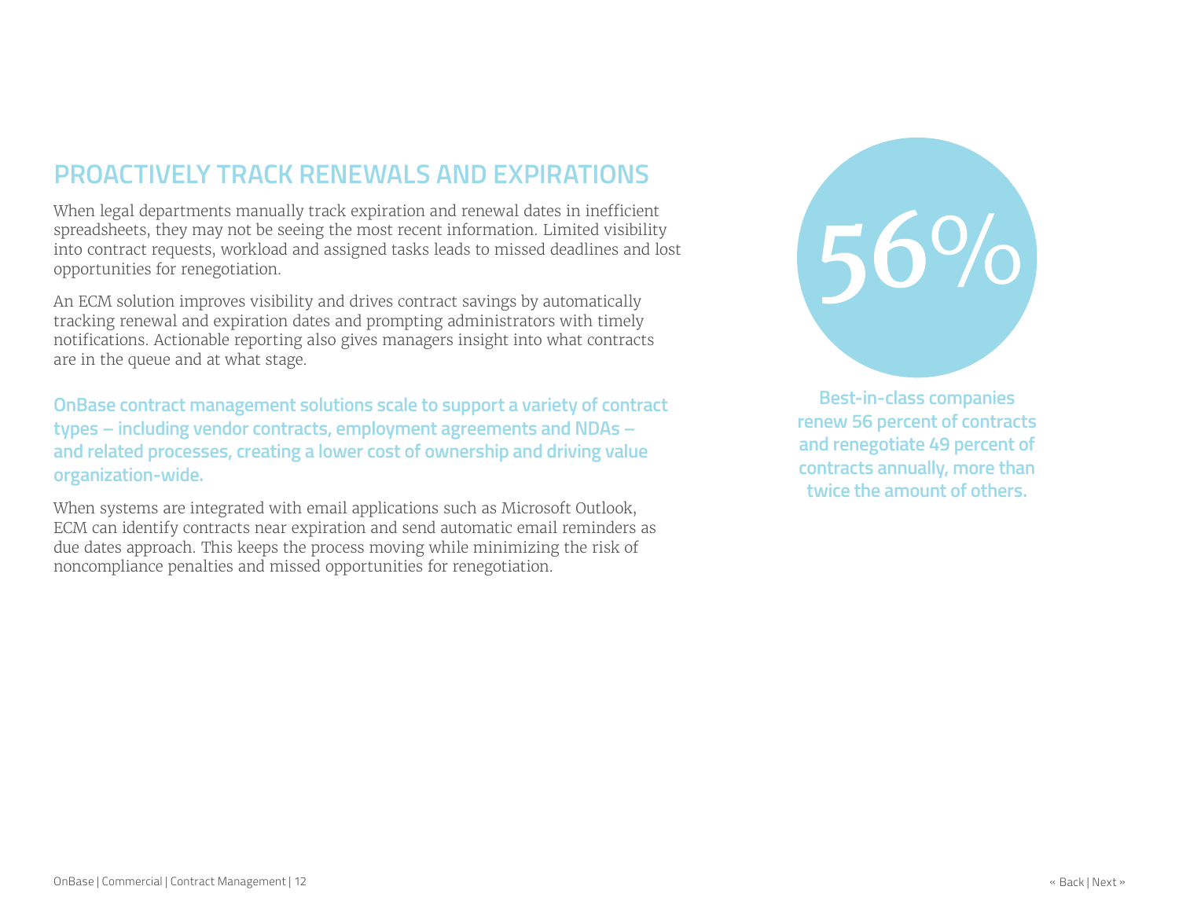## PROACTIVELY TRACK RENEWALS AND EXPIRATIONS

When legal departments manually track expiration and renewal dates in inefficient spreadsheets, they may not be seeing the most recent information. Limited visibility into contract requests, workload and assigned tasks leads to missed deadlines and lost opportunities for renegotiation.

An ECM solution improves visibility and drives contract savings by automatically tracking renewal and expiration dates and prompting administrators with timely notifications. Actionable reporting also gives managers insight into what contracts are in the queue and at what stage.

**OnBase contract management solutions scale to support a variety of contract types – including vendor contracts, employment agreements and NDAs – and related processes, creating a lower cost of ownership and driving value organization-wide.**

When systems are integrated with email applications such as Microsoft Outlook, ECM can identify contracts near expiration and send automatic email reminders as due dates approach. This keeps the process moving while minimizing the risk of noncompliance penalties and missed opportunities for renegotiation.

**56%**

**Best-in-class companies renew 56 percent of contracts and renegotiate 49 percent of contracts annually, more than twice the amount of others.**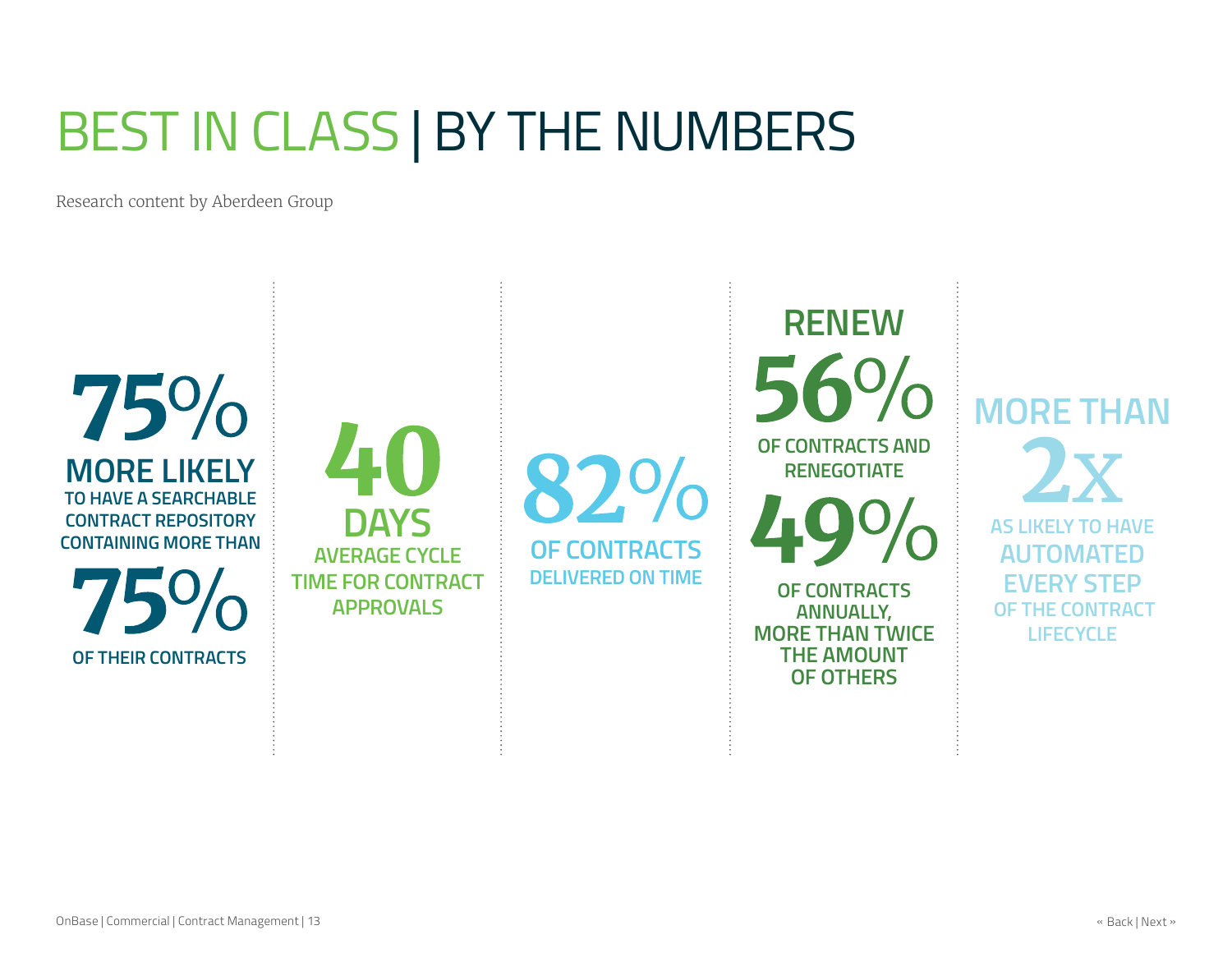# BEST IN CLASS | BY THE NUMBERS

Research content by Aberdeen Group

**75%**
**MORE LIKELY**
TO HAVE A SEARCHABLE CONTRACT REPOSITORY CONTAINING MORE THAN
**75%**
OF THEIR CONTRACTS

**40**
**DAYS**
AVERAGE CYCLE TIME FOR CONTRACT APPROVALS

**82%**
OF CONTRACTS
DELIVERED ON TIME

**RENEW**
**56%**
OF CONTRACTS AND RENEGOTIATE
**49%**
OF CONTRACTS ANNUALLY, MORE THAN TWICE THE AMOUNT OF OTHERS

**MORE THAN**
**2X**
AS LIKELY TO HAVE
**AUTOMATED EVERY STEP**
OF THE CONTRACT LIFECYCLE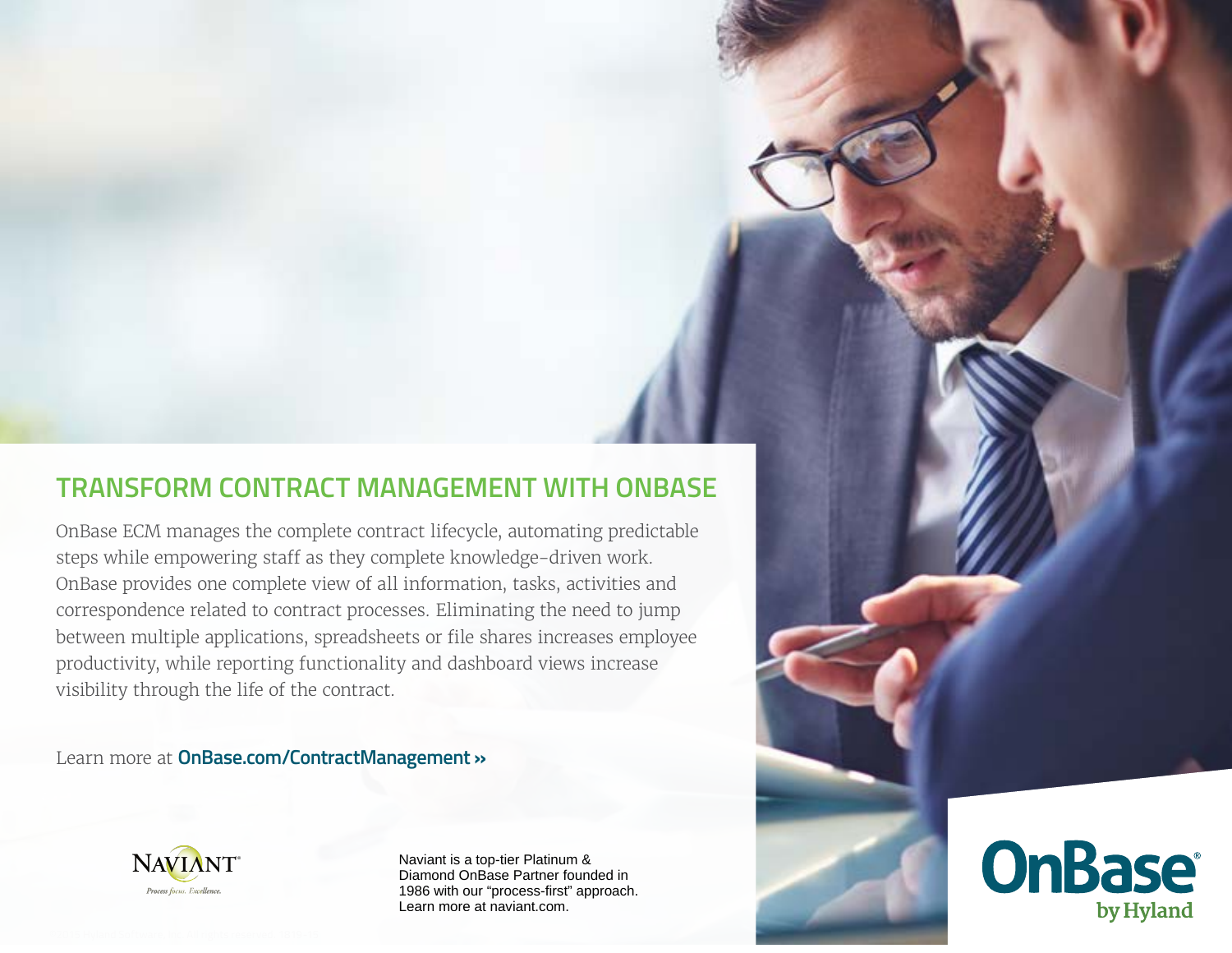## TRANSFORM CONTRACT MANAGEMENT WITH ONBASE

OnBase ECM manages the complete contract lifecycle, automating predictable steps while empowering staff as they complete knowledge-driven work. OnBase provides one complete view of all information, tasks, activities and correspondence related to contract processes. Eliminating the need to jump between multiple applications, spreadsheets or file shares increases employee productivity, while reporting functionality and dashboard views increase visibility through the life of the contract.

Learn more at **OnBase.com/ContractManagement ››**

NAVIANT®

*Process focus. Excellence.*

Naviant is a top-tier Platinum & Diamond OnBase Partner founded in 1986 with our "process-first" approach. Learn more at naviant.com.

**OnBase®** by Hyland